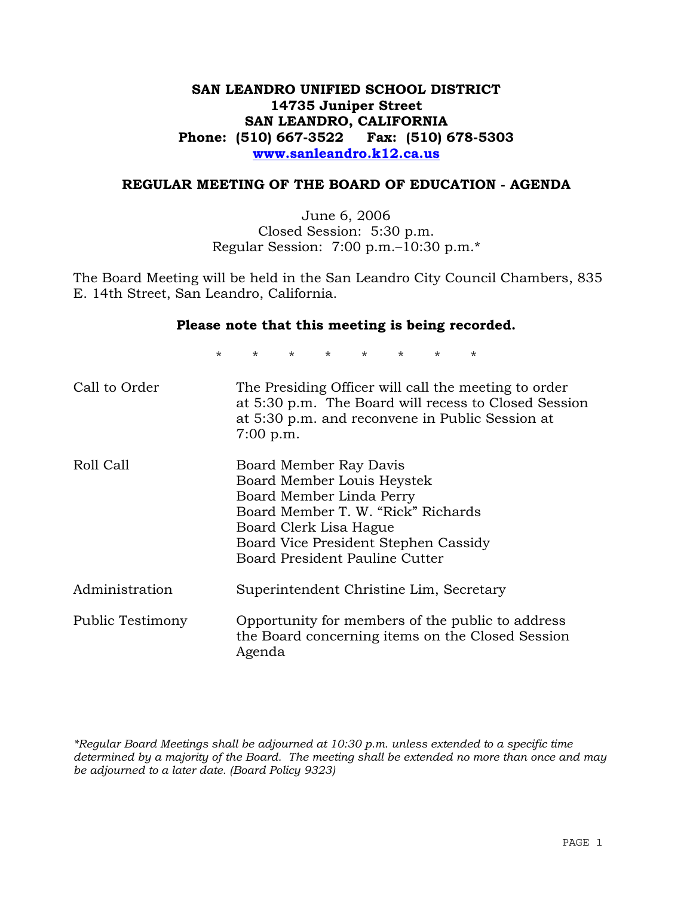**SAN LEANDRO UNIFIED SCHOOL DISTRICT**
**14735 Juniper Street**
**SAN LEANDRO, CALIFORNIA**
**Phone: (510) 667-3522 Fax: (510) 678-5303**
**www.sanleandro.k12.ca.us**

## REGULAR MEETING OF THE BOARD OF EDUCATION - AGENDA

June 6, 2006
Closed Session: 5:30 p.m.
Regular Session: 7:00 p.m.–10:30 p.m.*

The Board Meeting will be held in the San Leandro City Council Chambers, 835 E. 14th Street, San Leandro, California.

**Please note that this meeting is being recorded.**

* * * * * * * *

| | |
|---|---|
| Call to Order | The Presiding Officer will call the meeting to order at 5:30 p.m. The Board will recess to Closed Session at 5:30 p.m. and reconvene in Public Session at 7:00 p.m. |
| Roll Call | Board Member Ray Davis<br>Board Member Louis Heystek<br>Board Member Linda Perry<br>Board Member T. W. "Rick" Richards<br>Board Clerk Lisa Hague<br>Board Vice President Stephen Cassidy<br>Board President Pauline Cutter |
| Administration | Superintendent Christine Lim, Secretary |
| Public Testimony | Opportunity for members of the public to address the Board concerning items on the Closed Session Agenda |

*\*Regular Board Meetings shall be adjourned at 10:30 p.m. unless extended to a specific time determined by a majority of the Board. The meeting shall be extended no more than once and may be adjourned to a later date. (Board Policy 9323)*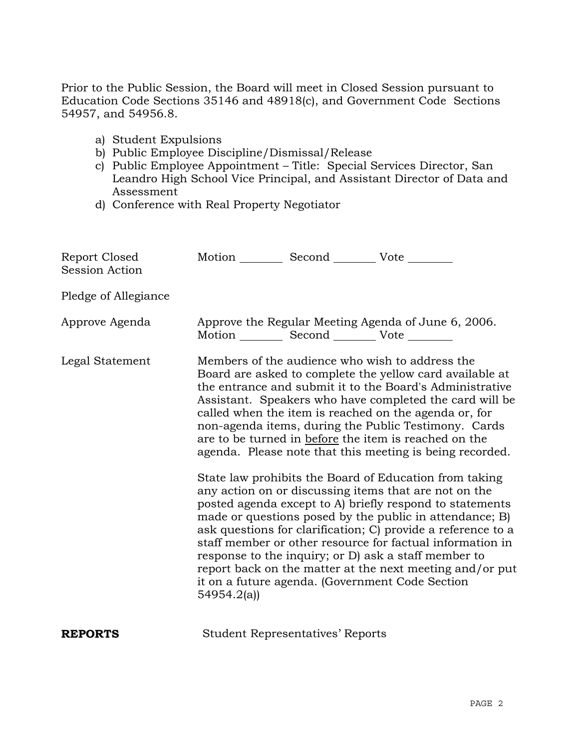Prior to the Public Session, the Board will meet in Closed Session pursuant to Education Code Sections 35146 and 48918(c), and Government Code Sections 54957, and 54956.8.

a) Student Expulsions
b) Public Employee Discipline/Dismissal/Release
c) Public Employee Appointment – Title: Special Services Director, San Leandro High School Vice Principal, and Assistant Director of Data and Assessment
d) Conference with Real Property Negotiator

Report Closed Session Action — Motion ________ Second ________ Vote ________

Pledge of Allegiance

Approve Agenda — Approve the Regular Meeting Agenda of June 6, 2006.
Motion ________ Second ________ Vote ________

Legal Statement — Members of the audience who wish to address the Board are asked to complete the yellow card available at the entrance and submit it to the Board's Administrative Assistant. Speakers who have completed the card will be called when the item is reached on the agenda or, for non-agenda items, during the Public Testimony. Cards are to be turned in <u>before</u> the item is reached on the agenda. Please note that this meeting is being recorded.

State law prohibits the Board of Education from taking any action on or discussing items that are not on the posted agenda except to A) briefly respond to statements made or questions posed by the public in attendance; B) ask questions for clarification; C) provide a reference to a staff member or other resource for factual information in response to the inquiry; or D) ask a staff member to report back on the matter at the next meeting and/or put it on a future agenda. (Government Code Section 54954.2(a))

**REPORTS** — Student Representatives' Reports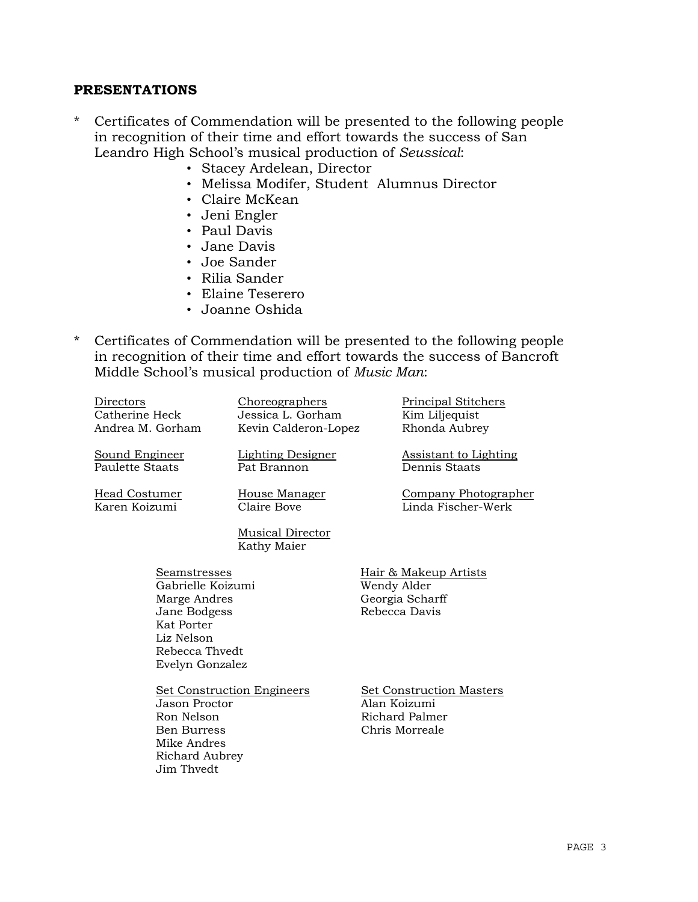## PRESENTATIONS

* Certificates of Commendation will be presented to the following people in recognition of their time and effort towards the success of San Leandro High School's musical production of *Seussical*:
  - Stacey Ardelean, Director
  - Melissa Modifer, Student Alumnus Director
  - Claire McKean
  - Jeni Engler
  - Paul Davis
  - Jane Davis
  - Joe Sander
  - Rilia Sander
  - Elaine Teserero
  - Joanne Oshida

* Certificates of Commendation will be presented to the following people in recognition of their time and effort towards the success of Bancroft Middle School's musical production of *Music Man*:

Directors
Catherine Heck
Andrea M. Gorham

Choreographers
Jessica L. Gorham
Kevin Calderon-Lopez

Principal Stitchers
Kim Liljequist
Rhonda Aubrey

Sound Engineer
Paulette Staats

Lighting Designer
Pat Brannon

Assistant to Lighting
Dennis Staats

Head Costumer
Karen Koizumi

House Manager
Claire Bove

Company Photographer
Linda Fischer-Werk

Musical Director
Kathy Maier

Seamstresses
Gabrielle Koizumi
Marge Andres
Jane Bodgess
Kat Porter
Liz Nelson
Rebecca Thvedt
Evelyn Gonzalez

Hair & Makeup Artists
Wendy Alder
Georgia Scharff
Rebecca Davis

Set Construction Engineers
Jason Proctor
Ron Nelson
Ben Burress
Mike Andres
Richard Aubrey
Jim Thvedt

Set Construction Masters
Alan Koizumi
Richard Palmer
Chris Morreale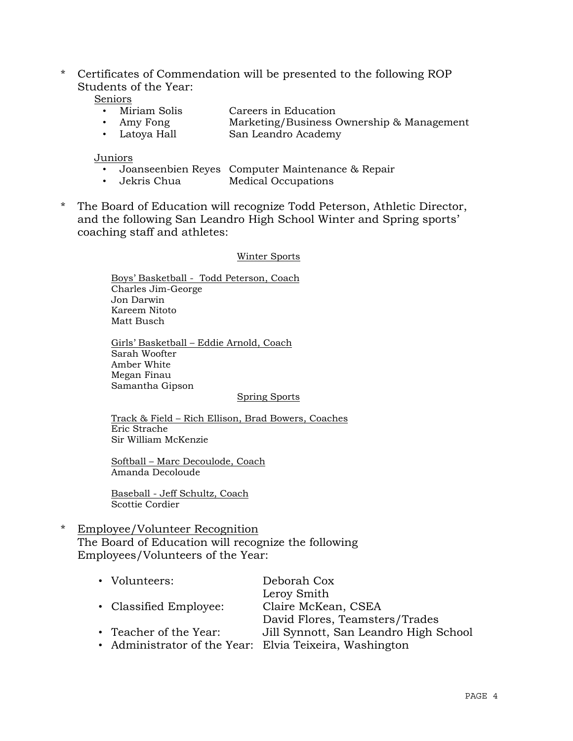* Certificates of Commendation will be presented to the following ROP Students of the Year:

  Seniors

  - Miriam Solis — Careers in Education
  - Amy Fong — Marketing/Business Ownership & Management
  - Latoya Hall — San Leandro Academy

  Juniors

  - Joanseenbien Reyes — Computer Maintenance & Repair
  - Jekris Chua — Medical Occupations

* The Board of Education will recognize Todd Peterson, Athletic Director, and the following San Leandro High School Winter and Spring sports' coaching staff and athletes:

  Winter Sports

  Boys' Basketball - Todd Peterson, Coach
  Charles Jim-George
  Jon Darwin
  Kareem Nitoto
  Matt Busch

  Girls' Basketball – Eddie Arnold, Coach
  Sarah Woofter
  Amber White
  Megan Finau
  Samantha Gipson

  Spring Sports

  Track & Field – Rich Ellison, Brad Bowers, Coaches
  Eric Strache
  Sir William McKenzie

  Softball – Marc Decoulode, Coach
  Amanda Decoloude

  Baseball - Jeff Schultz, Coach
  Scottie Cordier

* Employee/Volunteer Recognition
  The Board of Education will recognize the following Employees/Volunteers of the Year:

  - Volunteers: Deborah Cox, Leroy Smith
  - Classified Employee: Claire McKean, CSEA; David Flores, Teamsters/Trades
  - Teacher of the Year: Jill Synnott, San Leandro High School
  - Administrator of the Year: Elvia Teixeira, Washington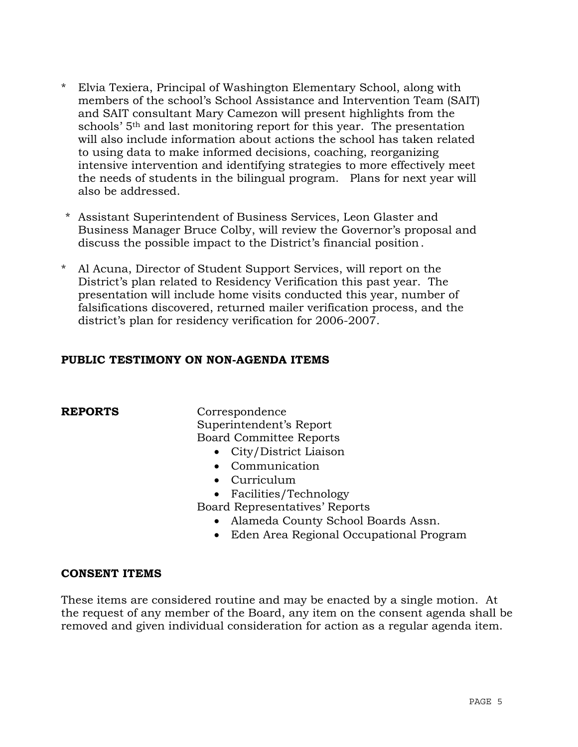* Elvia Texiera, Principal of Washington Elementary School, along with members of the school's School Assistance and Intervention Team (SAIT) and SAIT consultant Mary Camezon will present highlights from the schools' 5th and last monitoring report for this year. The presentation will also include information about actions the school has taken related to using data to make informed decisions, coaching, reorganizing intensive intervention and identifying strategies to more effectively meet the needs of students in the bilingual program. Plans for next year will also be addressed.

* Assistant Superintendent of Business Services, Leon Glaster and Business Manager Bruce Colby, will review the Governor's proposal and discuss the possible impact to the District's financial position.

* Al Acuna, Director of Student Support Services, will report on the District's plan related to Residency Verification this past year. The presentation will include home visits conducted this year, number of falsifications discovered, returned mailer verification process, and the district's plan for residency verification for 2006-2007.

**PUBLIC TESTIMONY ON NON-AGENDA ITEMS**

**REPORTS**

Correspondence
Superintendent's Report
Board Committee Reports

- City/District Liaison
- Communication
- Curriculum
- Facilities/Technology

Board Representatives' Reports

- Alameda County School Boards Assn.
- Eden Area Regional Occupational Program

**CONSENT ITEMS**

These items are considered routine and may be enacted by a single motion. At the request of any member of the Board, any item on the consent agenda shall be removed and given individual consideration for action as a regular agenda item.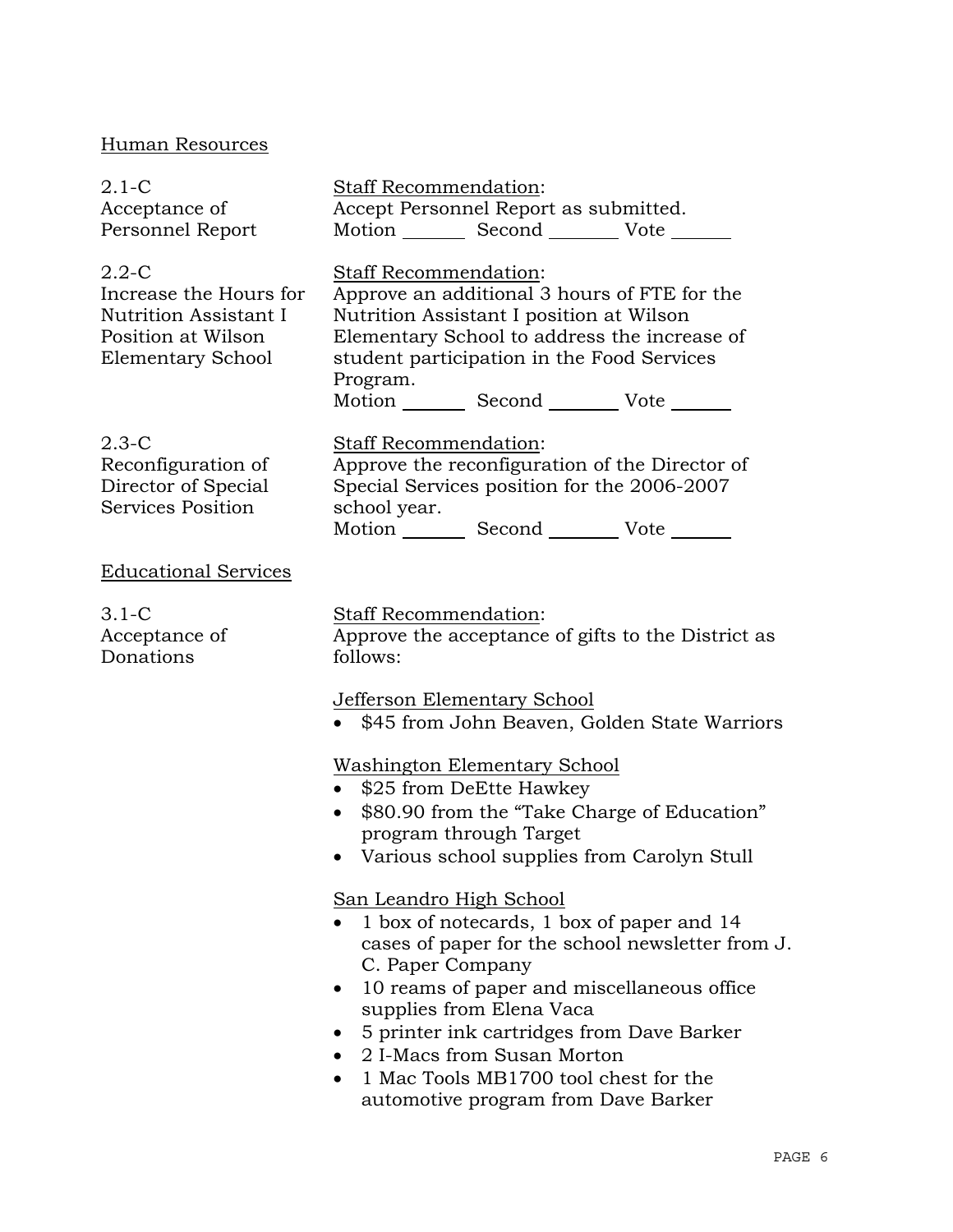Human Resources

2.1-C
Acceptance of Personnel Report

Staff Recommendation:
Accept Personnel Report as submitted.
Motion _______ Second ________ Vote _______

2.2-C
Increase the Hours for Nutrition Assistant I Position at Wilson Elementary School

Staff Recommendation:
Approve an additional 3 hours of FTE for the Nutrition Assistant I position at Wilson Elementary School to address the increase of student participation in the Food Services Program.
Motion _______ Second ________ Vote _______

2.3-C
Reconfiguration of Director of Special Services Position

Staff Recommendation:
Approve the reconfiguration of the Director of Special Services position for the 2006-2007 school year.
Motion _______ Second ________ Vote _______

Educational Services

3.1-C
Acceptance of Donations

Staff Recommendation:
Approve the acceptance of gifts to the District as follows:

Jefferson Elementary School

- $45 from John Beaven, Golden State Warriors

Washington Elementary School

- $25 from DeEtte Hawkey
- $80.90 from the "Take Charge of Education" program through Target
- Various school supplies from Carolyn Stull

San Leandro High School

- 1 box of notecards, 1 box of paper and 14 cases of paper for the school newsletter from J. C. Paper Company
- 10 reams of paper and miscellaneous office supplies from Elena Vaca
- 5 printer ink cartridges from Dave Barker
- 2 I-Macs from Susan Morton
- 1 Mac Tools MB1700 tool chest for the automotive program from Dave Barker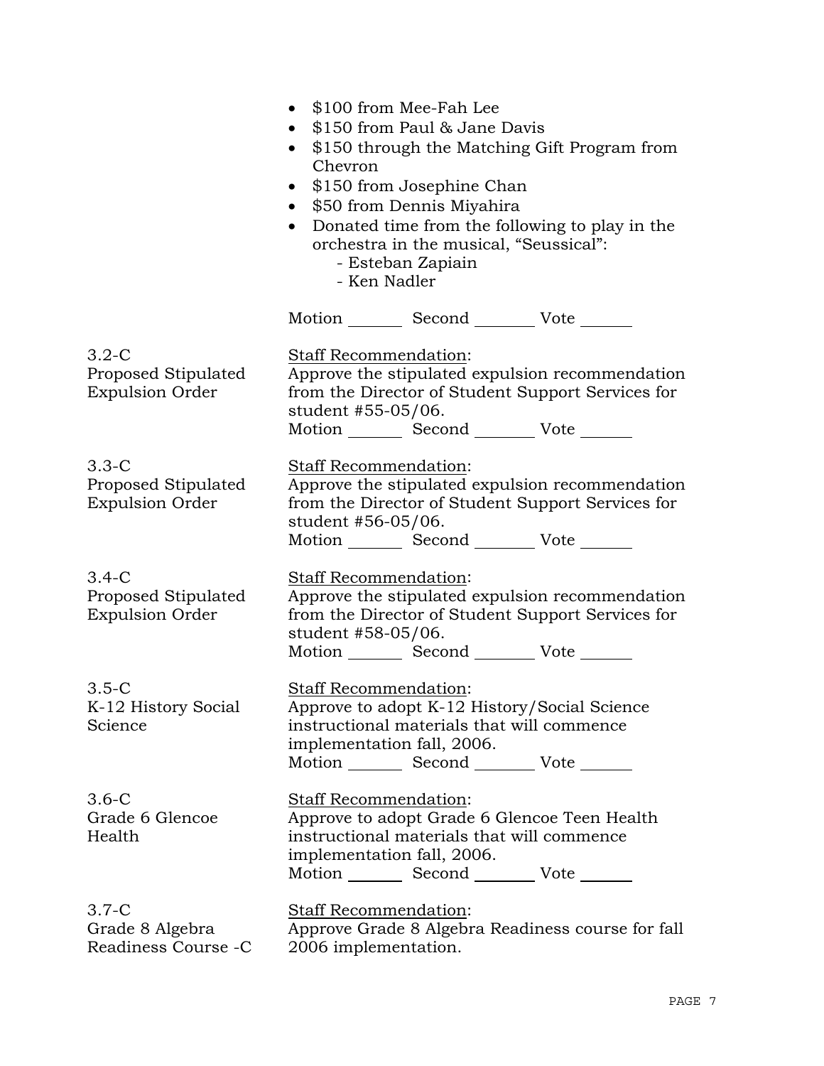- $100 from Mee-Fah Lee
- $150 from Paul & Jane Davis
- $150 through the Matching Gift Program from Chevron
- $150 from Josephine Chan
- $50 from Dennis Miyahira
- Donated time from the following to play in the orchestra in the musical, "Seussical":
  - Esteban Zapiain
  - Ken Nadler

Motion _______ Second _______ Vote _______

**3.2-C Proposed Stipulated Expulsion Order**

Staff Recommendation:
Approve the stipulated expulsion recommendation from the Director of Student Support Services for student #55-05/06.
Motion _______ Second _______ Vote _______

**3.3-C Proposed Stipulated Expulsion Order**

Staff Recommendation:
Approve the stipulated expulsion recommendation from the Director of Student Support Services for student #56-05/06.
Motion _______ Second _______ Vote _______

**3.4-C Proposed Stipulated Expulsion Order**

Staff Recommendation:
Approve the stipulated expulsion recommendation from the Director of Student Support Services for student #58-05/06.
Motion _______ Second _______ Vote _______

**3.5-C K-12 History Social Science**

Staff Recommendation:
Approve to adopt K-12 History/Social Science instructional materials that will commence implementation fall, 2006.
Motion _______ Second _______ Vote _______

**3.6-C Grade 6 Glencoe Health**

Staff Recommendation:
Approve to adopt Grade 6 Glencoe Teen Health instructional materials that will commence implementation fall, 2006.
Motion _______ Second _______ Vote _______

**3.7-C Grade 8 Algebra Readiness Course -C**

Staff Recommendation:
Approve Grade 8 Algebra Readiness course for fall 2006 implementation.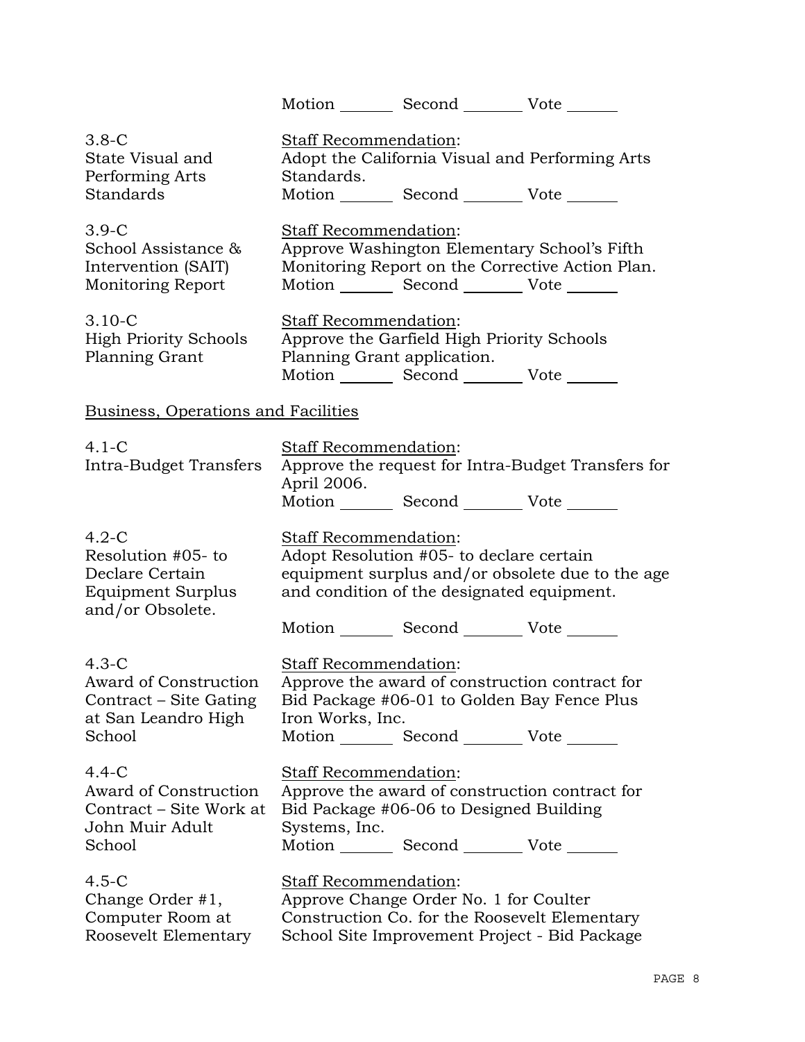Motion _______ Second _______ Vote _______

| | |
|---|---|
| 3.8-C<br>State Visual and Performing Arts Standards | Staff Recommendation:<br>Adopt the California Visual and Performing Arts Standards.<br>Motion _______ Second _______ Vote _______ |
| 3.9-C<br>School Assistance & Intervention (SAIT) Monitoring Report | Staff Recommendation:<br>Approve Washington Elementary School's Fifth Monitoring Report on the Corrective Action Plan.<br>Motion _______ Second _______ Vote _______ |
| 3.10-C<br>High Priority Schools Planning Grant | Staff Recommendation:<br>Approve the Garfield High Priority Schools Planning Grant application.<br>Motion _______ Second _______ Vote _______ |

Business, Operations and Facilities

| | |
|---|---|
| 4.1-C<br>Intra-Budget Transfers | Staff Recommendation:<br>Approve the request for Intra-Budget Transfers for April 2006.<br>Motion _______ Second _______ Vote _______ |
| 4.2-C<br>Resolution #05- to Declare Certain Equipment Surplus and/or Obsolete. | Staff Recommendation:<br>Adopt Resolution #05- to declare certain equipment surplus and/or obsolete due to the age and condition of the designated equipment.<br>Motion _______ Second _______ Vote _______ |
| 4.3-C<br>Award of Construction Contract – Site Gating at San Leandro High School | Staff Recommendation:<br>Approve the award of construction contract for Bid Package #06-01 to Golden Bay Fence Plus Iron Works, Inc.<br>Motion _______ Second _______ Vote _______ |
| 4.4-C<br>Award of Construction Contract – Site Work at John Muir Adult School | Staff Recommendation:<br>Approve the award of construction contract for Bid Package #06-06 to Designed Building Systems, Inc.<br>Motion _______ Second _______ Vote _______ |
| 4.5-C<br>Change Order #1, Computer Room at Roosevelt Elementary | Staff Recommendation:<br>Approve Change Order No. 1 for Coulter Construction Co. for the Roosevelt Elementary School Site Improvement Project - Bid Package |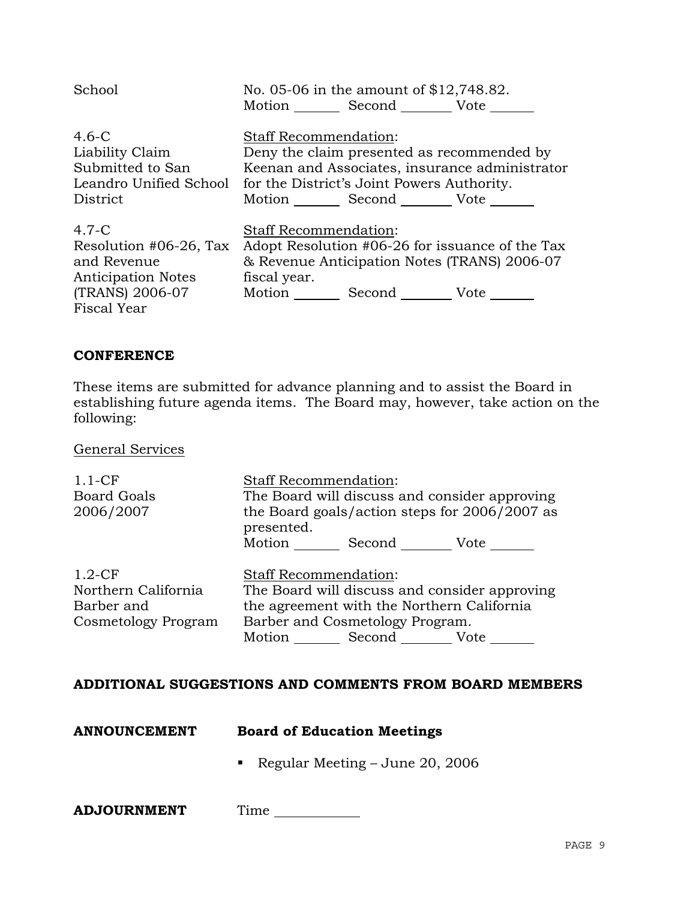| | |
|---|---|
| School | No. 05-06 in the amount of $12,748.82.<br>Motion _______ Second _______ Vote _______ |
| 4.6-C<br>Liability Claim Submitted to San Leandro Unified School District | Staff Recommendation:<br>Deny the claim presented as recommended by Keenan and Associates, insurance administrator for the District's Joint Powers Authority.<br>Motion _______ Second _______ Vote _______ |
| 4.7-C<br>Resolution #06-26, Tax and Revenue Anticipation Notes (TRANS) 2006-07 Fiscal Year | Staff Recommendation:<br>Adopt Resolution #06-26 for issuance of the Tax & Revenue Anticipation Notes (TRANS) 2006-07 fiscal year.<br>Motion _______ Second _______ Vote _______ |

**CONFERENCE**

These items are submitted for advance planning and to assist the Board in establishing future agenda items. The Board may, however, take action on the following:

General Services

| | |
|---|---|
| 1.1-CF<br>Board Goals 2006/2007 | Staff Recommendation:<br>The Board will discuss and consider approving the Board goals/action steps for 2006/2007 as presented.<br>Motion _______ Second _______ Vote _______ |
| 1.2-CF<br>Northern California Barber and Cosmetology Program | Staff Recommendation:<br>The Board will discuss and consider approving the agreement with the Northern California Barber and Cosmetology Program.<br>Motion _______ Second _______ Vote _______ |

**ADDITIONAL SUGGESTIONS AND COMMENTS FROM BOARD MEMBERS**

**ANNOUNCEMENT** **Board of Education Meetings**

- Regular Meeting – June 20, 2006

**ADJOURNMENT** Time ___________